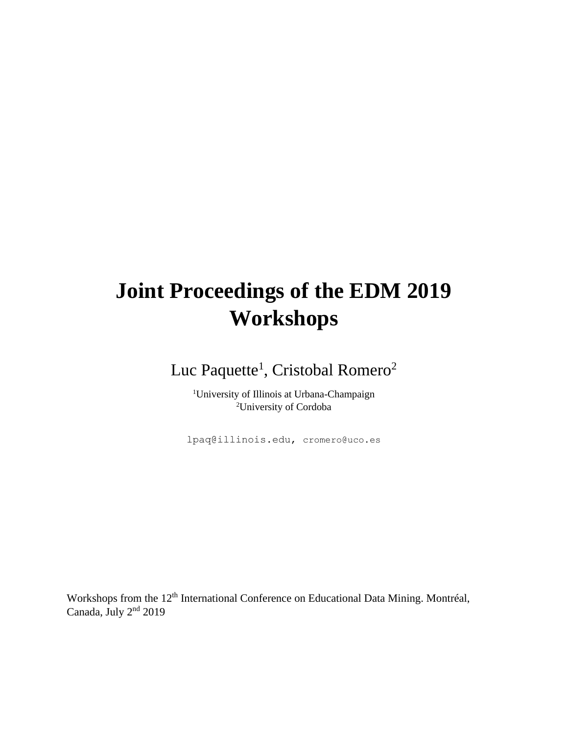# Joint Proceedings of the EDM 2019 Workshops

Luc Paquette[1], Cristobal Romero[2]

[1]University of Illinois at Urbana-Champaign
[2]University of Cordoba

lpaq@illinois.edu, cromero@uco.es

Workshops from the 12th International Conference on Educational Data Mining. Montréal, Canada, July 2nd 2019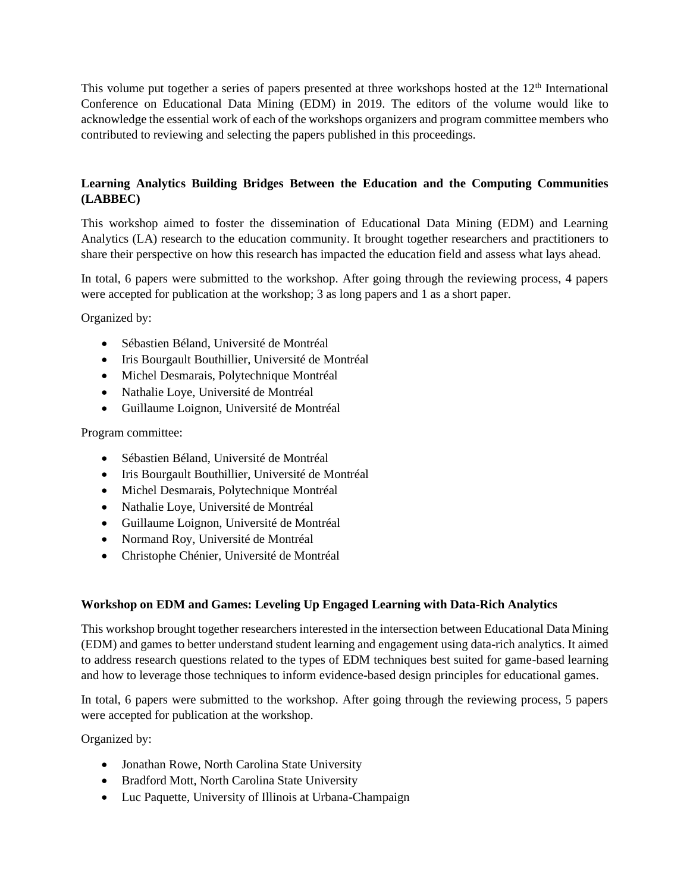This volume put together a series of papers presented at three workshops hosted at the 12th International Conference on Educational Data Mining (EDM) in 2019. The editors of the volume would like to acknowledge the essential work of each of the workshops organizers and program committee members who contributed to reviewing and selecting the papers published in this proceedings.

### Learning Analytics Building Bridges Between the Education and the Computing Communities (LABBEC)

This workshop aimed to foster the dissemination of Educational Data Mining (EDM) and Learning Analytics (LA) research to the education community. It brought together researchers and practitioners to share their perspective on how this research has impacted the education field and assess what lays ahead.

In total, 6 papers were submitted to the workshop. After going through the reviewing process, 4 papers were accepted for publication at the workshop; 3 as long papers and 1 as a short paper.

Organized by:

- Sébastien Béland, Université de Montréal
- Iris Bourgault Bouthillier, Université de Montréal
- Michel Desmarais, Polytechnique Montréal
- Nathalie Loye, Université de Montréal
- Guillaume Loignon, Université de Montréal

Program committee:

- Sébastien Béland, Université de Montréal
- Iris Bourgault Bouthillier, Université de Montréal
- Michel Desmarais, Polytechnique Montréal
- Nathalie Loye, Université de Montréal
- Guillaume Loignon, Université de Montréal
- Normand Roy, Université de Montréal
- Christophe Chénier, Université de Montréal

### Workshop on EDM and Games: Leveling Up Engaged Learning with Data-Rich Analytics

This workshop brought together researchers interested in the intersection between Educational Data Mining (EDM) and games to better understand student learning and engagement using data-rich analytics. It aimed to address research questions related to the types of EDM techniques best suited for game-based learning and how to leverage those techniques to inform evidence-based design principles for educational games.

In total, 6 papers were submitted to the workshop. After going through the reviewing process, 5 papers were accepted for publication at the workshop.

Organized by:

- Jonathan Rowe, North Carolina State University
- Bradford Mott, North Carolina State University
- Luc Paquette, University of Illinois at Urbana-Champaign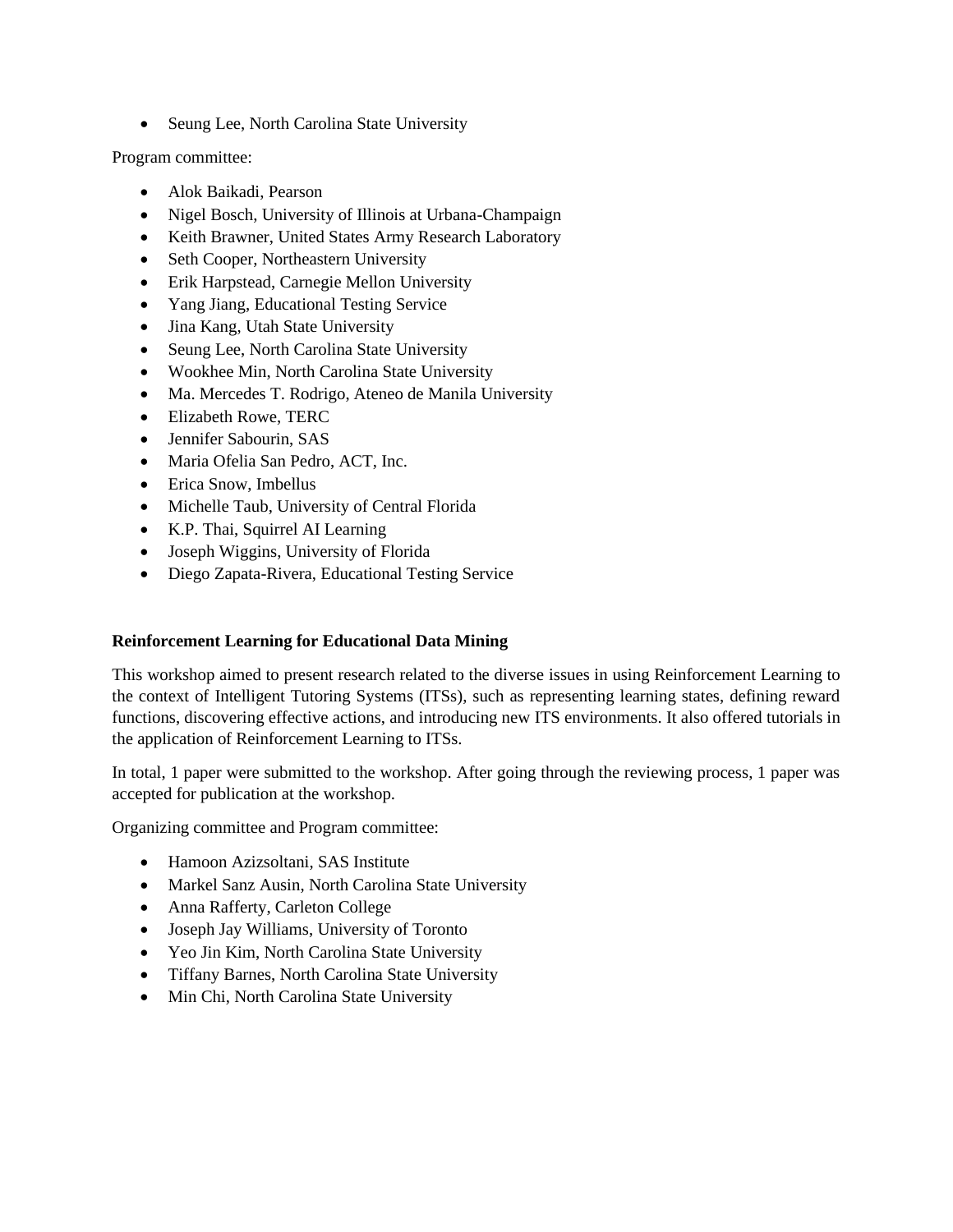- Seung Lee, North Carolina State University

Program committee:

- Alok Baikadi, Pearson
- Nigel Bosch, University of Illinois at Urbana-Champaign
- Keith Brawner, United States Army Research Laboratory
- Seth Cooper, Northeastern University
- Erik Harpstead, Carnegie Mellon University
- Yang Jiang, Educational Testing Service
- Jina Kang, Utah State University
- Seung Lee, North Carolina State University
- Wookhee Min, North Carolina State University
- Ma. Mercedes T. Rodrigo, Ateneo de Manila University
- Elizabeth Rowe, TERC
- Jennifer Sabourin, SAS
- Maria Ofelia San Pedro, ACT, Inc.
- Erica Snow, Imbellus
- Michelle Taub, University of Central Florida
- K.P. Thai, Squirrel AI Learning
- Joseph Wiggins, University of Florida
- Diego Zapata-Rivera, Educational Testing Service

**Reinforcement Learning for Educational Data Mining**

This workshop aimed to present research related to the diverse issues in using Reinforcement Learning to the context of Intelligent Tutoring Systems (ITSs), such as representing learning states, defining reward functions, discovering effective actions, and introducing new ITS environments. It also offered tutorials in the application of Reinforcement Learning to ITSs.

In total, 1 paper were submitted to the workshop. After going through the reviewing process, 1 paper was accepted for publication at the workshop.

Organizing committee and Program committee:

- Hamoon Azizsoltani, SAS Institute
- Markel Sanz Ausin, North Carolina State University
- Anna Rafferty, Carleton College
- Joseph Jay Williams, University of Toronto
- Yeo Jin Kim, North Carolina State University
- Tiffany Barnes, North Carolina State University
- Min Chi, North Carolina State University